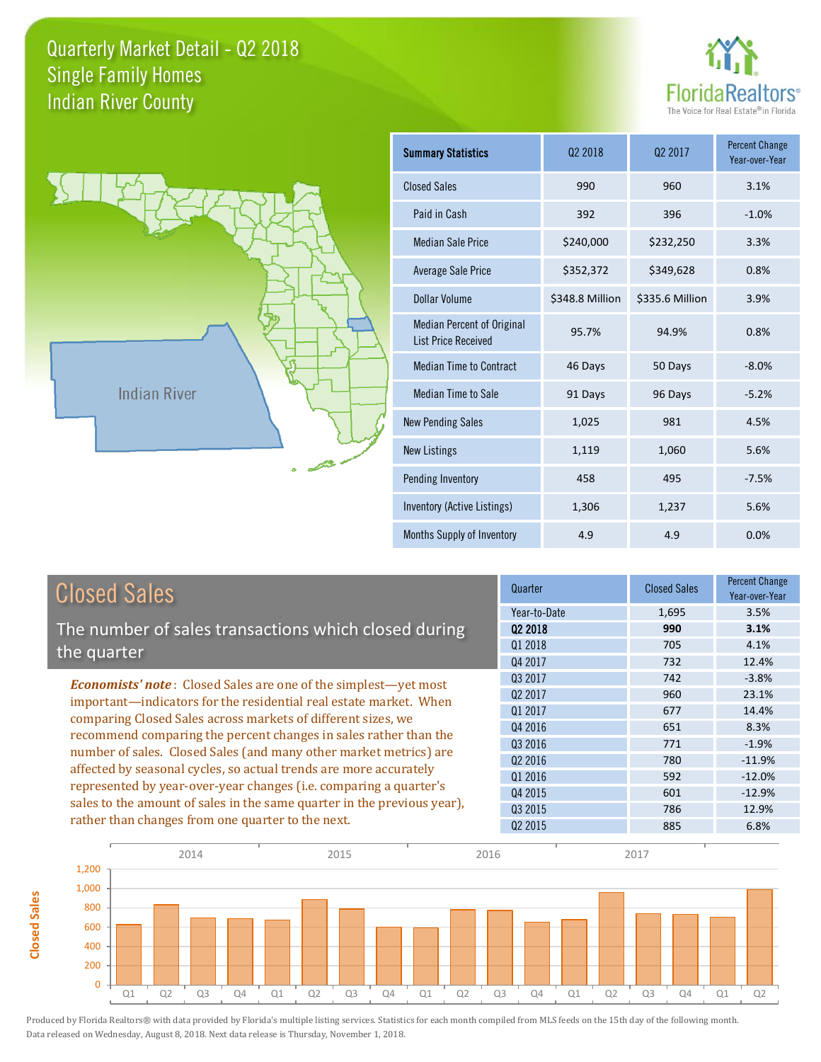# Quarterly Market Detail - Q2 2018
## Single Family Homes
## Indian River County

FloridaRealtors®
The Voice for Real Estate® in Florida

Indian River

| Summary Statistics | Q2 2018 | Q2 2017 | Percent Change Year-over-Year |
|---|---|---|---|
| Closed Sales | 990 | 960 | 3.1% |
| Paid in Cash | 392 | 396 | -1.0% |
| Median Sale Price | $240,000 | $232,250 | 3.3% |
| Average Sale Price | $352,372 | $349,628 | 0.8% |
| Dollar Volume | $348.8 Million | $335.6 Million | 3.9% |
| Median Percent of Original List Price Received | 95.7% | 94.9% | 0.8% |
| Median Time to Contract | 46 Days | 50 Days | -8.0% |
| Median Time to Sale | 91 Days | 96 Days | -5.2% |
| New Pending Sales | 1,025 | 981 | 4.5% |
| New Listings | 1,119 | 1,060 | 5.6% |
| Pending Inventory | 458 | 495 | -7.5% |
| Inventory (Active Listings) | 1,306 | 1,237 | 5.6% |
| Months Supply of Inventory | 4.9 | 4.9 | 0.0% |

## Closed Sales

The number of sales transactions which closed during the quarter

***Economists' note***: Closed Sales are one of the simplest—yet most important—indicators for the residential real estate market. When comparing Closed Sales across markets of different sizes, we recommend comparing the percent changes in sales rather than the number of sales. Closed Sales (and many other market metrics) are affected by seasonal cycles, so actual trends are more accurately represented by year-over-year changes (i.e. comparing a quarter's sales to the amount of sales in the same quarter in the previous year), rather than changes from one quarter to the next.

| Quarter | Closed Sales | Percent Change Year-over-Year |
|---|---|---|
| Year-to-Date | 1,695 | 3.5% |
| **Q2 2018** | **990** | **3.1%** |
| Q1 2018 | 705 | 4.1% |
| Q4 2017 | 732 | 12.4% |
| Q3 2017 | 742 | -3.8% |
| Q2 2017 | 960 | 23.1% |
| Q1 2017 | 677 | 14.4% |
| Q4 2016 | 651 | 8.3% |
| Q3 2016 | 771 | -1.9% |
| Q2 2016 | 780 | -11.9% |
| Q1 2016 | 592 | -12.0% |
| Q4 2015 | 601 | -12.9% |
| Q3 2015 | 786 | 12.9% |
| Q2 2015 | 885 | 6.8% |

Produced by Florida Realtors® with data provided by Florida's multiple listing services. Statistics for each month compiled from MLS feeds on the 15th day of the following month. Data released on Wednesday, August 8, 2018. Next data release is Thursday, November 1, 2018.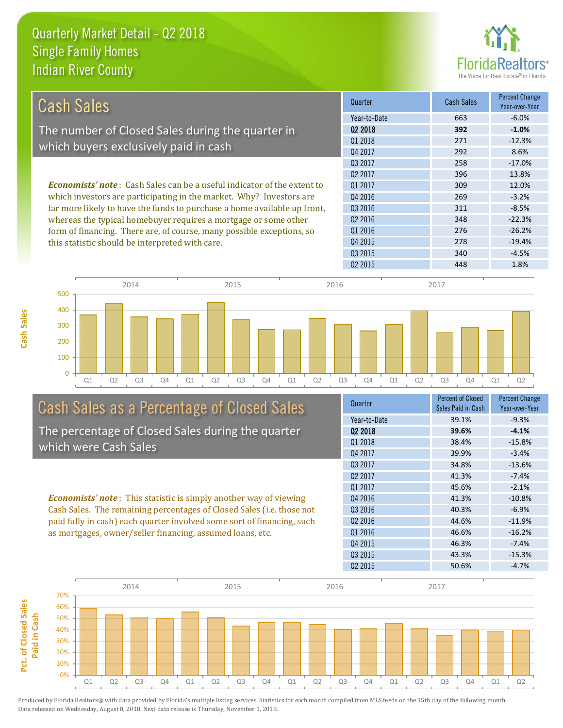# Quarterly Market Detail - Q2 2018
## Single Family Homes
## Indian River County

## Cash Sales

The number of Closed Sales during the quarter in which buyers exclusively paid in cash

*Economists' note*: Cash Sales can be a useful indicator of the extent to which investors are participating in the market. Why? Investors are far more likely to have the funds to purchase a home available up front, whereas the typical homebuyer requires a mortgage or some other form of financing. There are, of course, many possible exceptions, so this statistic should be interpreted with care.

| Quarter | Cash Sales | Percent Change Year-over-Year |
|---|---|---|
| Year-to-Date | 663 | -6.0% |
| **Q2 2018** | **392** | **-1.0%** |
| Q1 2018 | 271 | -12.3% |
| Q4 2017 | 292 | 8.6% |
| Q3 2017 | 258 | -17.0% |
| Q2 2017 | 396 | 13.8% |
| Q1 2017 | 309 | 12.0% |
| Q4 2016 | 269 | -3.2% |
| Q3 2016 | 311 | -8.5% |
| Q2 2016 | 348 | -22.3% |
| Q1 2016 | 276 | -26.2% |
| Q4 2015 | 278 | -19.4% |
| Q3 2015 | 340 | -4.5% |
| Q2 2015 | 448 | 1.8% |

## Cash Sales as a Percentage of Closed Sales

The percentage of Closed Sales during the quarter which were Cash Sales

*Economists' note*: This statistic is simply another way of viewing Cash Sales. The remaining percentages of Closed Sales (i.e. those not paid fully in cash) each quarter involved some sort of financing, such as mortgages, owner/seller financing, assumed loans, etc.

| Quarter | Percent of Closed Sales Paid in Cash | Percent Change Year-over-Year |
|---|---|---|
| Year-to-Date | 39.1% | -9.3% |
| **Q2 2018** | **39.6%** | **-4.1%** |
| Q1 2018 | 38.4% | -15.8% |
| Q4 2017 | 39.9% | -3.4% |
| Q3 2017 | 34.8% | -13.6% |
| Q2 2017 | 41.3% | -7.4% |
| Q1 2017 | 45.6% | -2.1% |
| Q4 2016 | 41.3% | -10.8% |
| Q3 2016 | 40.3% | -6.9% |
| Q2 2016 | 44.6% | -11.9% |
| Q1 2016 | 46.6% | -16.2% |
| Q4 2015 | 46.3% | -7.4% |
| Q3 2015 | 43.3% | -15.3% |
| Q2 2015 | 50.6% | -4.7% |

Produced by Florida Realtors® with data provided by Florida's multiple listing services. Statistics for each month compiled from MLS feeds on the 15th day of the following month. Data released on Wednesday, August 8, 2018. Next data release is Thursday, November 1, 2018.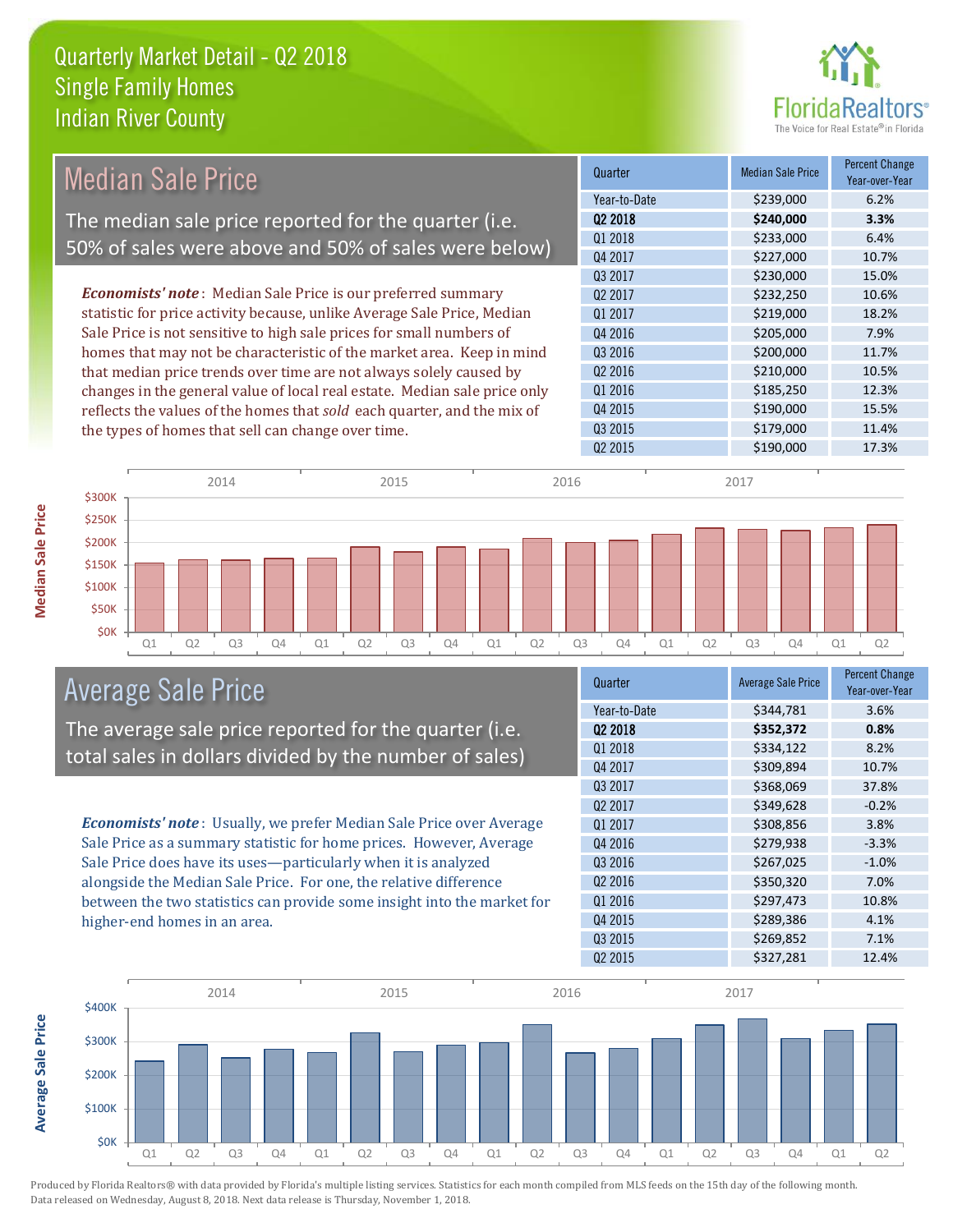# Quarterly Market Detail - Q2 2018
## Single Family Homes
## Indian River County

## Median Sale Price

The median sale price reported for the quarter (i.e. 50% of sales were above and 50% of sales were below)

***Economists' note***: Median Sale Price is our preferred summary statistic for price activity because, unlike Average Sale Price, Median Sale Price is not sensitive to high sale prices for small numbers of homes that may not be characteristic of the market area. Keep in mind that median price trends over time are not always solely caused by changes in the general value of local real estate. Median sale price only reflects the values of the homes that *sold* each quarter, and the mix of the types of homes that sell can change over time.

| Quarter | Median Sale Price | Percent Change Year-over-Year |
|---|---|---|
| Year-to-Date | $239,000 | 6.2% |
| **Q2 2018** | **$240,000** | **3.3%** |
| Q1 2018 | $233,000 | 6.4% |
| Q4 2017 | $227,000 | 10.7% |
| Q3 2017 | $230,000 | 15.0% |
| Q2 2017 | $232,250 | 10.6% |
| Q1 2017 | $219,000 | 18.2% |
| Q4 2016 | $205,000 | 7.9% |
| Q3 2016 | $200,000 | 11.7% |
| Q2 2016 | $210,000 | 10.5% |
| Q1 2016 | $185,250 | 12.3% |
| Q4 2015 | $190,000 | 15.5% |
| Q3 2015 | $179,000 | 11.4% |
| Q2 2015 | $190,000 | 17.3% |

## Average Sale Price

The average sale price reported for the quarter (i.e. total sales in dollars divided by the number of sales)

***Economists' note***: Usually, we prefer Median Sale Price over Average Sale Price as a summary statistic for home prices. However, Average Sale Price does have its uses—particularly when it is analyzed alongside the Median Sale Price. For one, the relative difference between the two statistics can provide some insight into the market for higher-end homes in an area.

| Quarter | Average Sale Price | Percent Change Year-over-Year |
|---|---|---|
| Year-to-Date | $344,781 | 3.6% |
| **Q2 2018** | **$352,372** | **0.8%** |
| Q1 2018 | $334,122 | 8.2% |
| Q4 2017 | $309,894 | 10.7% |
| Q3 2017 | $368,069 | 37.8% |
| Q2 2017 | $349,628 | -0.2% |
| Q1 2017 | $308,856 | 3.8% |
| Q4 2016 | $279,938 | -3.3% |
| Q3 2016 | $267,025 | -1.0% |
| Q2 2016 | $350,320 | 7.0% |
| Q1 2016 | $297,473 | 10.8% |
| Q4 2015 | $289,386 | 4.1% |
| Q3 2015 | $269,852 | 7.1% |
| Q2 2015 | $327,281 | 12.4% |

Produced by Florida Realtors® with data provided by Florida's multiple listing services. Statistics for each month compiled from MLS feeds on the 15th day of the following month. Data released on Wednesday, August 8, 2018. Next data release is Thursday, November 1, 2018.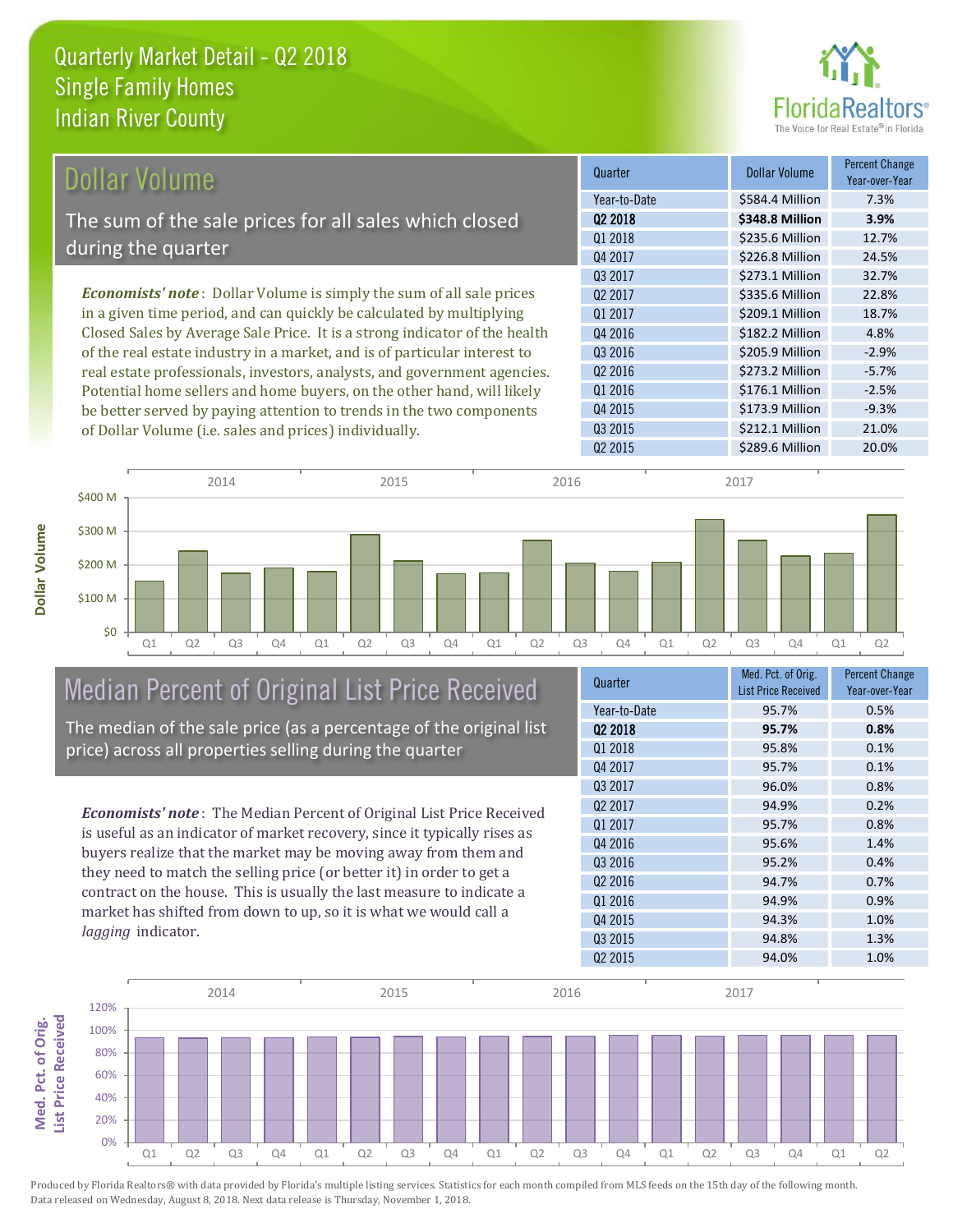# Quarterly Market Detail - Q2 2018
## Single Family Homes
## Indian River County

## Dollar Volume

The sum of the sale prices for all sales which closed during the quarter

*Economists' note*: Dollar Volume is simply the sum of all sale prices in a given time period, and can quickly be calculated by multiplying Closed Sales by Average Sale Price. It is a strong indicator of the health of the real estate industry in a market, and is of particular interest to real estate professionals, investors, analysts, and government agencies. Potential home sellers and home buyers, on the other hand, will likely be better served by paying attention to trends in the two components of Dollar Volume (i.e. sales and prices) individually.

| Quarter | Dollar Volume | Percent Change Year-over-Year |
|---|---|---|
| Year-to-Date | $584.4 Million | 7.3% |
| **Q2 2018** | **$348.8 Million** | **3.9%** |
| Q1 2018 | $235.6 Million | 12.7% |
| Q4 2017 | $226.8 Million | 24.5% |
| Q3 2017 | $273.1 Million | 32.7% |
| Q2 2017 | $335.6 Million | 22.8% |
| Q1 2017 | $209.1 Million | 18.7% |
| Q4 2016 | $182.2 Million | 4.8% |
| Q3 2016 | $205.9 Million | -2.9% |
| Q2 2016 | $273.2 Million | -5.7% |
| Q1 2016 | $176.1 Million | -2.5% |
| Q4 2015 | $173.9 Million | -9.3% |
| Q3 2015 | $212.1 Million | 21.0% |
| Q2 2015 | $289.6 Million | 20.0% |

## Median Percent of Original List Price Received

The median of the sale price (as a percentage of the original list price) across all properties selling during the quarter

*Economists' note*: The Median Percent of Original List Price Received is useful as an indicator of market recovery, since it typically rises as buyers realize that the market may be moving away from them and they need to match the selling price (or better it) in order to get a contract on the house. This is usually the last measure to indicate a market has shifted from down to up, so it is what we would call a *lagging* indicator.

| Quarter | Med. Pct. of Orig. List Price Received | Percent Change Year-over-Year |
|---|---|---|
| Year-to-Date | 95.7% | 0.5% |
| **Q2 2018** | **95.7%** | **0.8%** |
| Q1 2018 | 95.8% | 0.1% |
| Q4 2017 | 95.7% | 0.1% |
| Q3 2017 | 96.0% | 0.8% |
| Q2 2017 | 94.9% | 0.2% |
| Q1 2017 | 95.7% | 0.8% |
| Q4 2016 | 95.6% | 1.4% |
| Q3 2016 | 95.2% | 0.4% |
| Q2 2016 | 94.7% | 0.7% |
| Q1 2016 | 94.9% | 0.9% |
| Q4 2015 | 94.3% | 1.0% |
| Q3 2015 | 94.8% | 1.3% |
| Q2 2015 | 94.0% | 1.0% |

Produced by Florida Realtors® with data provided by Florida's multiple listing services. Statistics for each month compiled from MLS feeds on the 15th day of the following month. Data released on Wednesday, August 8, 2018. Next data release is Thursday, November 1, 2018.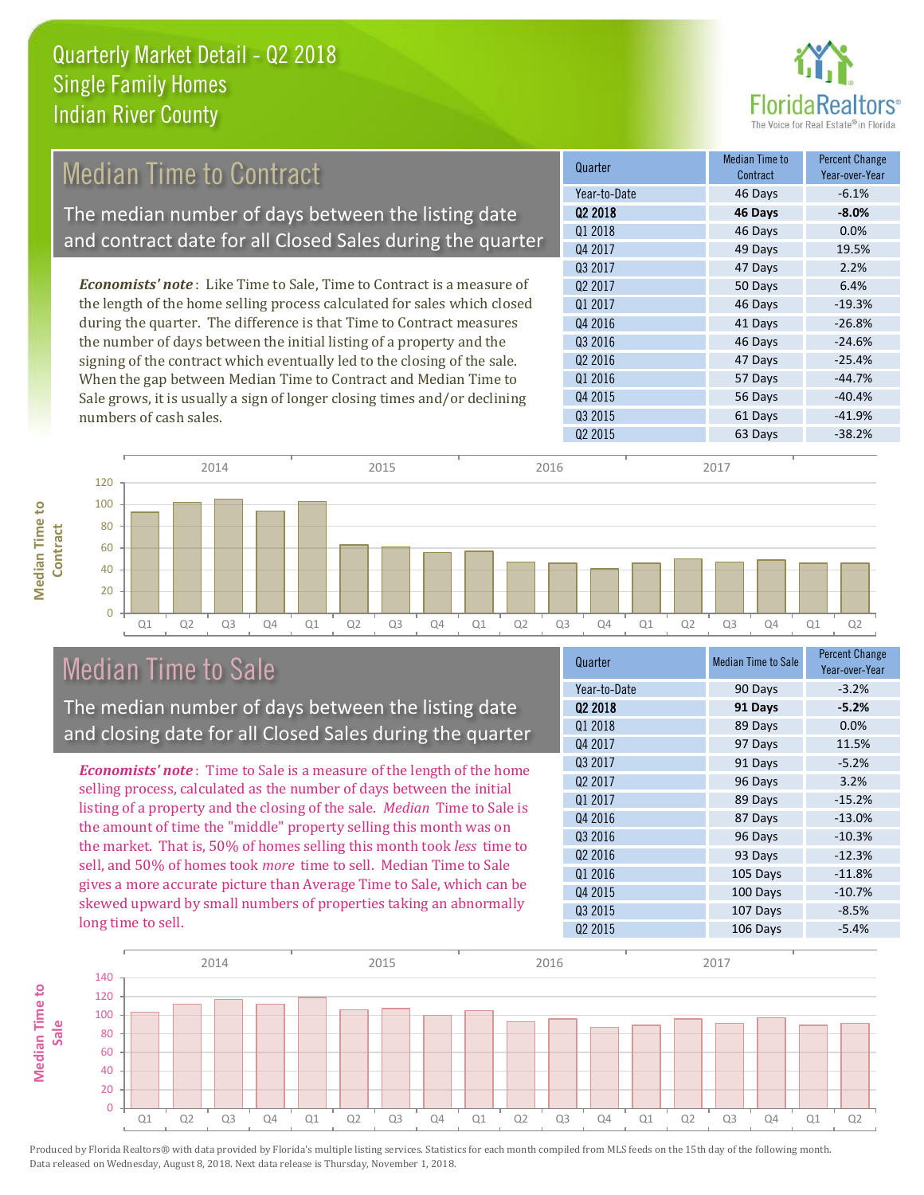# Quarterly Market Detail - Q2 2018
## Single Family Homes
## Indian River County

## Median Time to Contract

The median number of days between the listing date and contract date for all Closed Sales during the quarter

*Economists' note*: Like Time to Sale, Time to Contract is a measure of the length of the home selling process calculated for sales which closed during the quarter. The difference is that Time to Contract measures the number of days between the initial listing of a property and the signing of the contract which eventually led to the closing of the sale. When the gap between Median Time to Contract and Median Time to Sale grows, it is usually a sign of longer closing times and/or declining numbers of cash sales.

| Quarter | Median Time to Contract | Percent Change Year-over-Year |
|---|---|---|
| Year-to-Date | 46 Days | -6.1% |
| **Q2 2018** | **46 Days** | **-8.0%** |
| Q1 2018 | 46 Days | 0.0% |
| Q4 2017 | 49 Days | 19.5% |
| Q3 2017 | 47 Days | 2.2% |
| Q2 2017 | 50 Days | 6.4% |
| Q1 2017 | 46 Days | -19.3% |
| Q4 2016 | 41 Days | -26.8% |
| Q3 2016 | 46 Days | -24.6% |
| Q2 2016 | 47 Days | -25.4% |
| Q1 2016 | 57 Days | -44.7% |
| Q4 2015 | 56 Days | -40.4% |
| Q3 2015 | 61 Days | -41.9% |
| Q2 2015 | 63 Days | -38.2% |

## Median Time to Sale

The median number of days between the listing date and closing date for all Closed Sales during the quarter

*Economists' note*: Time to Sale is a measure of the length of the home selling process, calculated as the number of days between the initial listing of a property and the closing of the sale. *Median* Time to Sale is the amount of time the "middle" property selling this month was on the market. That is, 50% of homes selling this month took *less* time to sell, and 50% of homes took *more* time to sell. Median Time to Sale gives a more accurate picture than Average Time to Sale, which can be skewed upward by small numbers of properties taking an abnormally long time to sell.

| Quarter | Median Time to Sale | Percent Change Year-over-Year |
|---|---|---|
| Year-to-Date | 90 Days | -3.2% |
| **Q2 2018** | **91 Days** | **-5.2%** |
| Q1 2018 | 89 Days | 0.0% |
| Q4 2017 | 97 Days | 11.5% |
| Q3 2017 | 91 Days | -5.2% |
| Q2 2017 | 96 Days | 3.2% |
| Q1 2017 | 89 Days | -15.2% |
| Q4 2016 | 87 Days | -13.0% |
| Q3 2016 | 96 Days | -10.3% |
| Q2 2016 | 93 Days | -12.3% |
| Q1 2016 | 105 Days | -11.8% |
| Q4 2015 | 100 Days | -10.7% |
| Q3 2015 | 107 Days | -8.5% |
| Q2 2015 | 106 Days | -5.4% |

Produced by Florida Realtors® with data provided by Florida's multiple listing services. Statistics for each month compiled from MLS feeds on the 15th day of the following month. Data released on Wednesday, August 8, 2018. Next data release is Thursday, November 1, 2018.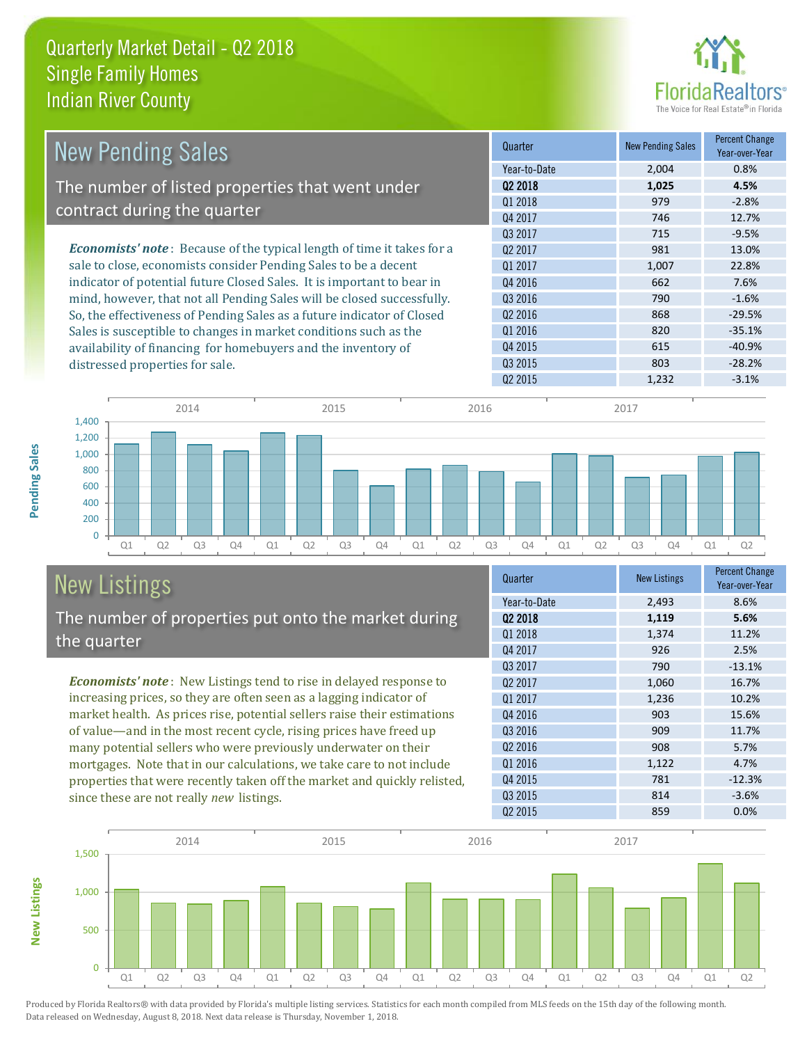# Quarterly Market Detail - Q2 2018
## Single Family Homes
## Indian River County

## New Pending Sales

The number of listed properties that went under contract during the quarter

***Economists' note*** : Because of the typical length of time it takes for a sale to close, economists consider Pending Sales to be a decent indicator of potential future Closed Sales. It is important to bear in mind, however, that not all Pending Sales will be closed successfully. So, the effectiveness of Pending Sales as a future indicator of Closed Sales is susceptible to changes in market conditions such as the availability of financing for homebuyers and the inventory of distressed properties for sale.

| Quarter | New Pending Sales | Percent Change Year-over-Year |
|---|---|---|
| Year-to-Date | 2,004 | 0.8% |
| **Q2 2018** | **1,025** | **4.5%** |
| Q1 2018 | 979 | -2.8% |
| Q4 2017 | 746 | 12.7% |
| Q3 2017 | 715 | -9.5% |
| Q2 2017 | 981 | 13.0% |
| Q1 2017 | 1,007 | 22.8% |
| Q4 2016 | 662 | 7.6% |
| Q3 2016 | 790 | -1.6% |
| Q2 2016 | 868 | -29.5% |
| Q1 2016 | 820 | -35.1% |
| Q4 2015 | 615 | -40.9% |
| Q3 2015 | 803 | -28.2% |
| Q2 2015 | 1,232 | -3.1% |

## New Listings

The number of properties put onto the market during the quarter

***Economists' note*** : New Listings tend to rise in delayed response to increasing prices, so they are often seen as a lagging indicator of market health. As prices rise, potential sellers raise their estimations of value—and in the most recent cycle, rising prices have freed up many potential sellers who were previously underwater on their mortgages. Note that in our calculations, we take care to not include properties that were recently taken off the market and quickly relisted, since these are not really *new* listings.

| Quarter | New Listings | Percent Change Year-over-Year |
|---|---|---|
| Year-to-Date | 2,493 | 8.6% |
| **Q2 2018** | **1,119** | **5.6%** |
| Q1 2018 | 1,374 | 11.2% |
| Q4 2017 | 926 | 2.5% |
| Q3 2017 | 790 | -13.1% |
| Q2 2017 | 1,060 | 16.7% |
| Q1 2017 | 1,236 | 10.2% |
| Q4 2016 | 903 | 15.6% |
| Q3 2016 | 909 | 11.7% |
| Q2 2016 | 908 | 5.7% |
| Q1 2016 | 1,122 | 4.7% |
| Q4 2015 | 781 | -12.3% |
| Q3 2015 | 814 | -3.6% |
| Q2 2015 | 859 | 0.0% |

Produced by Florida Realtors® with data provided by Florida's multiple listing services. Statistics for each month compiled from MLS feeds on the 15th day of the following month. Data released on Wednesday, August 8, 2018. Next data release is Thursday, November 1, 2018.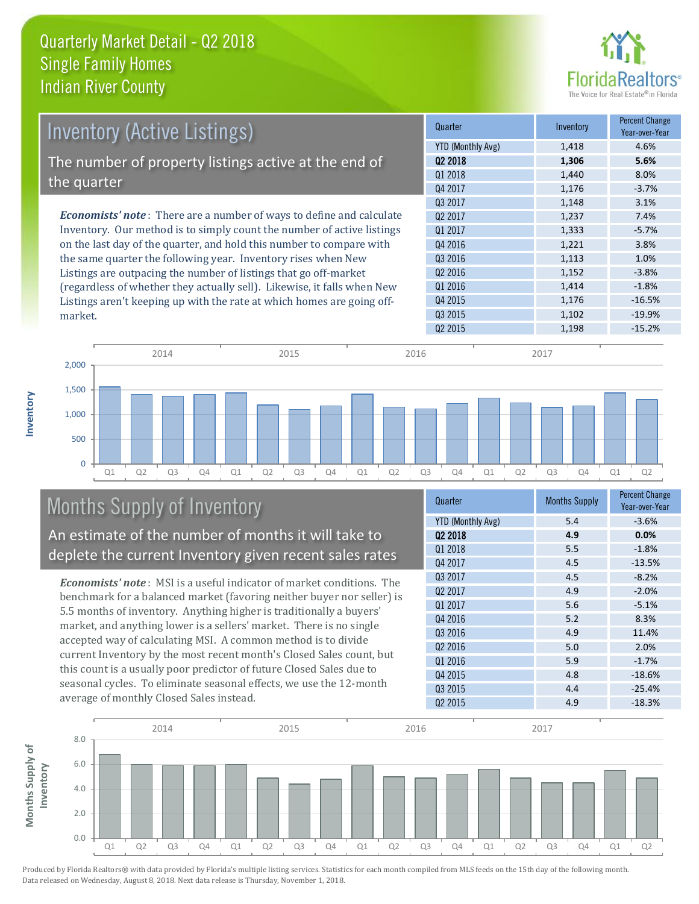# Quarterly Market Detail - Q2 2018
## Single Family Homes
## Indian River County

## Inventory (Active Listings)

The number of property listings active at the end of the quarter

*Economists' note*: There are a number of ways to define and calculate Inventory. Our method is to simply count the number of active listings on the last day of the quarter, and hold this number to compare with the same quarter the following year. Inventory rises when New Listings are outpacing the number of listings that go off-market (regardless of whether they actually sell). Likewise, it falls when New Listings aren't keeping up with the rate at which homes are going off-market.

| Quarter | Inventory | Percent Change Year-over-Year |
|---|---|---|
| YTD (Monthly Avg) | 1,418 | 4.6% |
| **Q2 2018** | **1,306** | **5.6%** |
| Q1 2018 | 1,440 | 8.0% |
| Q4 2017 | 1,176 | -3.7% |
| Q3 2017 | 1,148 | 3.1% |
| Q2 2017 | 1,237 | 7.4% |
| Q1 2017 | 1,333 | -5.7% |
| Q4 2016 | 1,221 | 3.8% |
| Q3 2016 | 1,113 | 1.0% |
| Q2 2016 | 1,152 | -3.8% |
| Q1 2016 | 1,414 | -1.8% |
| Q4 2015 | 1,176 | -16.5% |
| Q3 2015 | 1,102 | -19.9% |
| Q2 2015 | 1,198 | -15.2% |

## Months Supply of Inventory

An estimate of the number of months it will take to deplete the current Inventory given recent sales rates

*Economists' note*: MSI is a useful indicator of market conditions. The benchmark for a balanced market (favoring neither buyer nor seller) is 5.5 months of inventory. Anything higher is traditionally a buyers' market, and anything lower is a sellers' market. There is no single accepted way of calculating MSI. A common method is to divide current Inventory by the most recent month's Closed Sales count, but this count is a usually poor predictor of future Closed Sales due to seasonal cycles. To eliminate seasonal effects, we use the 12-month average of monthly Closed Sales instead.

| Quarter | Months Supply | Percent Change Year-over-Year |
|---|---|---|
| YTD (Monthly Avg) | 5.4 | -3.6% |
| **Q2 2018** | **4.9** | **0.0%** |
| Q1 2018 | 5.5 | -1.8% |
| Q4 2017 | 4.5 | -13.5% |
| Q3 2017 | 4.5 | -8.2% |
| Q2 2017 | 4.9 | -2.0% |
| Q1 2017 | 5.6 | -5.1% |
| Q4 2016 | 5.2 | 8.3% |
| Q3 2016 | 4.9 | 11.4% |
| Q2 2016 | 5.0 | 2.0% |
| Q1 2016 | 5.9 | -1.7% |
| Q4 2015 | 4.8 | -18.6% |
| Q3 2015 | 4.4 | -25.4% |
| Q2 2015 | 4.9 | -18.3% |

Produced by Florida Realtors® with data provided by Florida's multiple listing services. Statistics for each month compiled from MLS feeds on the 15th day of the following month. Data released on Wednesday, August 8, 2018. Next data release is Thursday, November 1, 2018.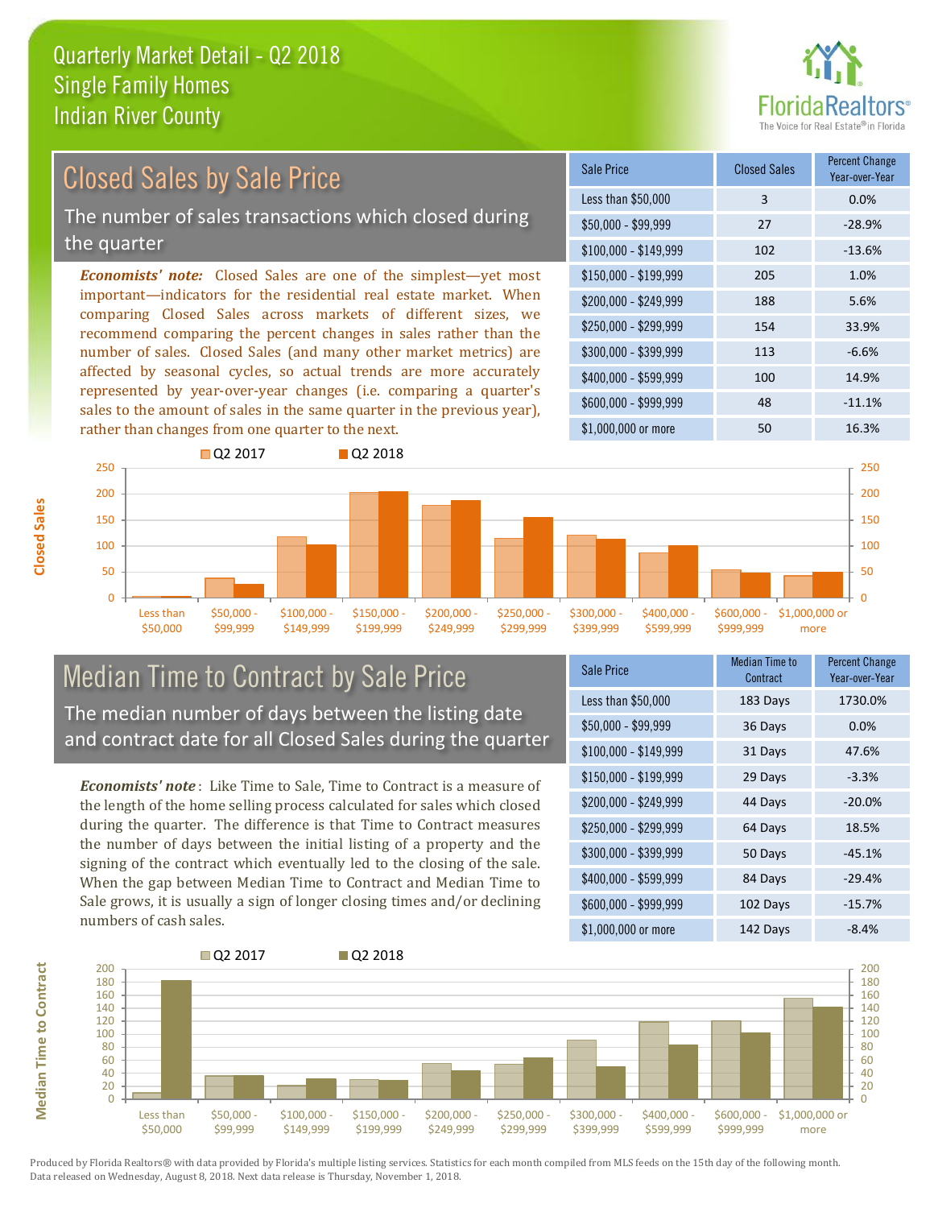# Quarterly Market Detail - Q2 2018
## Single Family Homes
## Indian River County

## Closed Sales by Sale Price

The number of sales transactions which closed during the quarter

***Economists' note:*** Closed Sales are one of the simplest—yet most important—indicators for the residential real estate market. When comparing Closed Sales across markets of different sizes, we recommend comparing the percent changes in sales rather than the number of sales. Closed Sales (and many other market metrics) are affected by seasonal cycles, so actual trends are more accurately represented by year-over-year changes (i.e. comparing a quarter's sales to the amount of sales in the same quarter in the previous year), rather than changes from one quarter to the next.

| Sale Price | Closed Sales | Percent Change Year-over-Year |
|---|---|---|
| Less than $50,000 | 3 | 0.0% |
| $50,000 - $99,999 | 27 | -28.9% |
| $100,000 - $149,999 | 102 | -13.6% |
| $150,000 - $199,999 | 205 | 1.0% |
| $200,000 - $249,999 | 188 | 5.6% |
| $250,000 - $299,999 | 154 | 33.9% |
| $300,000 - $399,999 | 113 | -6.6% |
| $400,000 - $599,999 | 100 | 14.9% |
| $600,000 - $999,999 | 48 | -11.1% |
| $1,000,000 or more | 50 | 16.3% |

## Median Time to Contract by Sale Price

The median number of days between the listing date and contract date for all Closed Sales during the quarter

***Economists' note*** : Like Time to Sale, Time to Contract is a measure of the length of the home selling process calculated for sales which closed during the quarter. The difference is that Time to Contract measures the number of days between the initial listing of a property and the signing of the contract which eventually led to the closing of the sale. When the gap between Median Time to Contract and Median Time to Sale grows, it is usually a sign of longer closing times and/or declining numbers of cash sales.

| Sale Price | Median Time to Contract | Percent Change Year-over-Year |
|---|---|---|
| Less than $50,000 | 183 Days | 1730.0% |
| $50,000 - $99,999 | 36 Days | 0.0% |
| $100,000 - $149,999 | 31 Days | 47.6% |
| $150,000 - $199,999 | 29 Days | -3.3% |
| $200,000 - $249,999 | 44 Days | -20.0% |
| $250,000 - $299,999 | 64 Days | 18.5% |
| $300,000 - $399,999 | 50 Days | -45.1% |
| $400,000 - $599,999 | 84 Days | -29.4% |
| $600,000 - $999,999 | 102 Days | -15.7% |
| $1,000,000 or more | 142 Days | -8.4% |

Produced by Florida Realtors® with data provided by Florida's multiple listing services. Statistics for each month compiled from MLS feeds on the 15th day of the following month. Data released on Wednesday, August 8, 2018. Next data release is Thursday, November 1, 2018.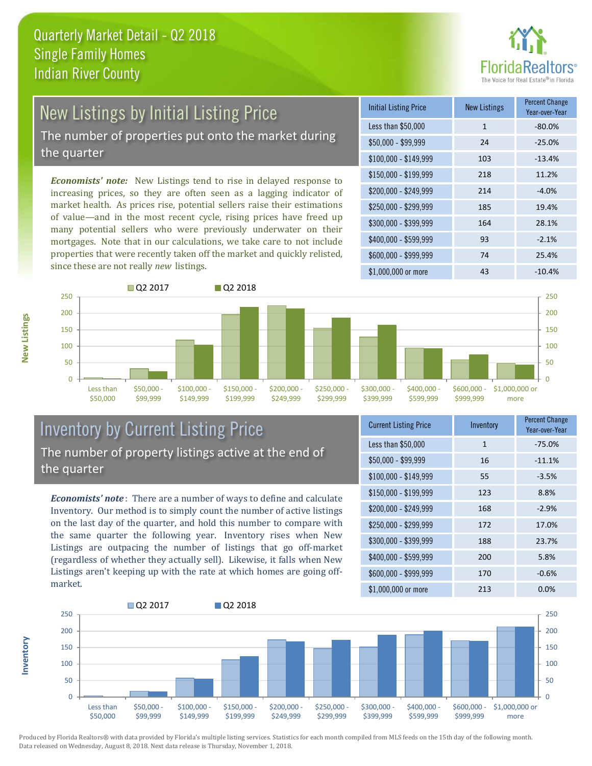# Quarterly Market Detail - Q2 2018
## Single Family Homes
## Indian River County

## New Listings by Initial Listing Price

The number of properties put onto the market during the quarter

*Economists' note:* New Listings tend to rise in delayed response to increasing prices, so they are often seen as a lagging indicator of market health. As prices rise, potential sellers raise their estimations of value—and in the most recent cycle, rising prices have freed up many potential sellers who were previously underwater on their mortgages. Note that in our calculations, we take care to not include properties that were recently taken off the market and quickly relisted, since these are not really *new* listings.

| Initial Listing Price | New Listings | Percent Change Year-over-Year |
|---|---|---|
| Less than $50,000 | 1 | -80.0% |
| $50,000 - $99,999 | 24 | -25.0% |
| $100,000 - $149,999 | 103 | -13.4% |
| $150,000 - $199,999 | 218 | 11.2% |
| $200,000 - $249,999 | 214 | -4.0% |
| $250,000 - $299,999 | 185 | 19.4% |
| $300,000 - $399,999 | 164 | 28.1% |
| $400,000 - $599,999 | 93 | -2.1% |
| $600,000 - $999,999 | 74 | 25.4% |
| $1,000,000 or more | 43 | -10.4% |

## Inventory by Current Listing Price

The number of property listings active at the end of the quarter

***Economists' note***: There are a number of ways to define and calculate Inventory. Our method is to simply count the number of active listings on the last day of the quarter, and hold this number to compare with the same quarter the following year. Inventory rises when New Listings are outpacing the number of listings that go off-market (regardless of whether they actually sell). Likewise, it falls when New Listings aren't keeping up with the rate at which homes are going off-market.

| Current Listing Price | Inventory | Percent Change Year-over-Year |
|---|---|---|
| Less than $50,000 | 1 | -75.0% |
| $50,000 - $99,999 | 16 | -11.1% |
| $100,000 - $149,999 | 55 | -3.5% |
| $150,000 - $199,999 | 123 | 8.8% |
| $200,000 - $249,999 | 168 | -2.9% |
| $250,000 - $299,999 | 172 | 17.0% |
| $300,000 - $399,999 | 188 | 23.7% |
| $400,000 - $599,999 | 200 | 5.8% |
| $600,000 - $999,999 | 170 | -0.6% |
| $1,000,000 or more | 213 | 0.0% |

Produced by Florida Realtors® with data provided by Florida's multiple listing services. Statistics for each month compiled from MLS feeds on the 15th day of the following month. Data released on Wednesday, August 8, 2018. Next data release is Thursday, November 1, 2018.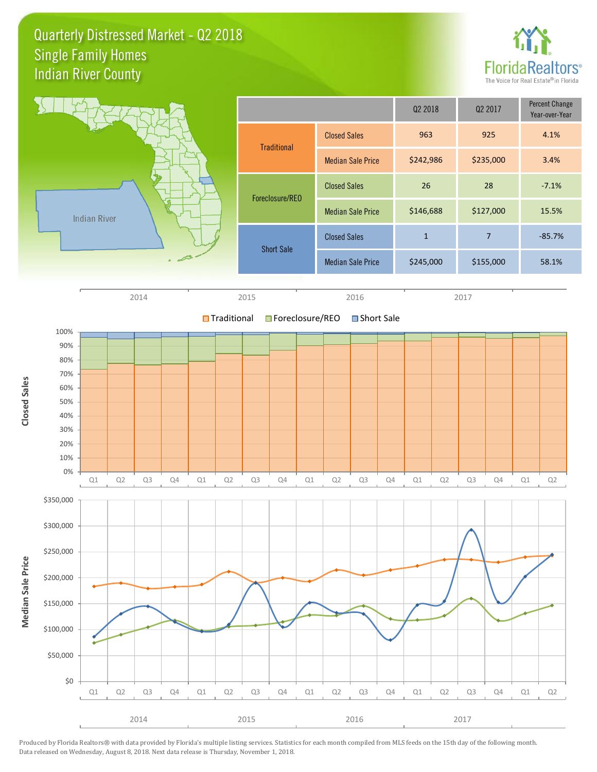# Quarterly Distressed Market - Q2 2018
## Single Family Homes
## Indian River County

FloridaRealtors®
The Voice for Real Estate® in Florida

Indian River

| | | Q2 2018 | Q2 2017 | Percent Change Year-over-Year |
|---|---|---|---|---|
| Traditional | Closed Sales | 963 | 925 | 4.1% |
| | Median Sale Price | $242,986 | $235,000 | 3.4% |
| Foreclosure/REO | Closed Sales | 26 | 28 | -7.1% |
| | Median Sale Price | $146,688 | $127,000 | 15.5% |
| Short Sale | Closed Sales | 1 | 7 | -85.7% |
| | Median Sale Price | $245,000 | $155,000 | 58.1% |

2014 2015 2016 2017

Traditional Foreclosure/REO Short Sale

Closed Sales

100% 90% 80% 70% 60% 50% 40% 30% 20% 10% 0%

Q1 Q2 Q3 Q4 Q1 Q2 Q3 Q4 Q1 Q2 Q3 Q4 Q1 Q2 Q3 Q4 Q1 Q2

Median Sale Price

$350,000 $300,000 $250,000 $200,000 $150,000 $100,000 $50,000 $0

Q1 Q2 Q3 Q4 Q1 Q2 Q3 Q4 Q1 Q2 Q3 Q4 Q1 Q2 Q3 Q4 Q1 Q2

2014 2015 2016 2017

Produced by Florida Realtors® with data provided by Florida's multiple listing services. Statistics for each month compiled from MLS feeds on the 15th day of the following month.
Data released on Wednesday, August 8, 2018. Next data release is Thursday, November 1, 2018.